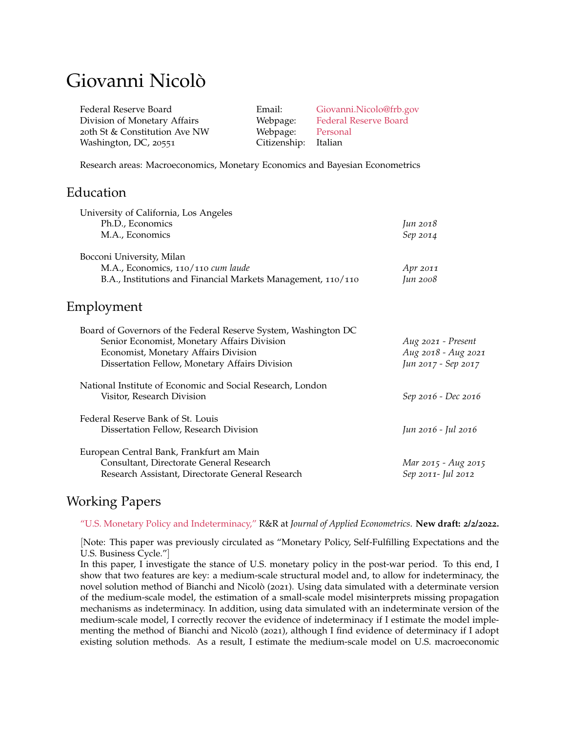# Giovanni Nicolò

Federal Reserve Board
Division of Monetary Affairs
20th St & Constitution Ave NW
Washington, DC, 20551

Email: Giovanni.Nicolo@frb.gov
Webpage: Federal Reserve Board
Webpage: Personal
Citizenship: Italian

Research areas: Macroeconomics, Monetary Economics and Bayesian Econometrics

## Education

University of California, Los Angeles
- Ph.D., Economics — *Jun 2018*
- M.A., Economics — *Sep 2014*

Bocconi University, Milan
- M.A., Economics, 110/110 *cum laude* — *Apr 2011*
- B.A., Institutions and Financial Markets Management, 110/110 — *Jun 2008*

## Employment

Board of Governors of the Federal Reserve System, Washington DC
- Senior Economist, Monetary Affairs Division — *Aug 2021 - Present*
- Economist, Monetary Affairs Division — *Aug 2018 - Aug 2021*
- Dissertation Fellow, Monetary Affairs Division — *Jun 2017 - Sep 2017*

National Institute of Economic and Social Research, London
- Visitor, Research Division — *Sep 2016 - Dec 2016*

Federal Reserve Bank of St. Louis
- Dissertation Fellow, Research Division — *Jun 2016 - Jul 2016*

European Central Bank, Frankfurt am Main
- Consultant, Directorate General Research — *Mar 2015 - Aug 2015*
- Research Assistant, Directorate General Research — *Sep 2011- Jul 2012*

## Working Papers

"U.S. Monetary Policy and Indeterminacy," R&R at *Journal of Applied Econometrics*. **New draft: 2/2/2022.**

[Note: This paper was previously circulated as "Monetary Policy, Self-Fulfilling Expectations and the U.S. Business Cycle."]
In this paper, I investigate the stance of U.S. monetary policy in the post-war period. To this end, I show that two features are key: a medium-scale structural model and, to allow for indeterminacy, the novel solution method of Bianchi and Nicolò (2021). Using data simulated with a determinate version of the medium-scale model, the estimation of a small-scale model misinterprets missing propagation mechanisms as indeterminacy. In addition, using data simulated with an indeterminate version of the medium-scale model, I correctly recover the evidence of indeterminacy if I estimate the model implementing the method of Bianchi and Nicolò (2021), although I find evidence of determinacy if I adopt existing solution methods. As a result, I estimate the medium-scale model on U.S. macroeconomic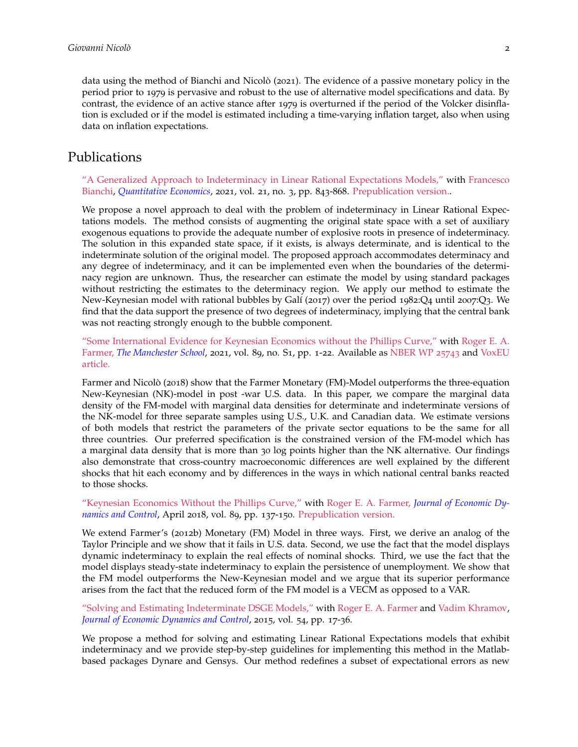data using the method of Bianchi and Nicolò (2021). The evidence of a passive monetary policy in the period prior to 1979 is pervasive and robust to the use of alternative model specifications and data. By contrast, the evidence of an active stance after 1979 is overturned if the period of the Volcker disinflation is excluded or if the model is estimated including a time-varying inflation target, also when using data on inflation expectations.

## Publications

"A Generalized Approach to Indeterminacy in Linear Rational Expectations Models," with Francesco Bianchi, *Quantitative Economics*, 2021, vol. 21, no. 3, pp. 843-868. Prepublication version..

We propose a novel approach to deal with the problem of indeterminacy in Linear Rational Expectations models. The method consists of augmenting the original state space with a set of auxiliary exogenous equations to provide the adequate number of explosive roots in presence of indeterminacy. The solution in this expanded state space, if it exists, is always determinate, and is identical to the indeterminate solution of the original model. The proposed approach accommodates determinacy and any degree of indeterminacy, and it can be implemented even when the boundaries of the determinacy region are unknown. Thus, the researcher can estimate the model by using standard packages without restricting the estimates to the determinacy region. We apply our method to estimate the New-Keynesian model with rational bubbles by Galí (2017) over the period 1982:Q4 until 2007:Q3. We find that the data support the presence of two degrees of indeterminacy, implying that the central bank was not reacting strongly enough to the bubble component.

"Some International Evidence for Keynesian Economics without the Phillips Curve," with Roger E. A. Farmer, *The Manchester School*, 2021, vol. 89, no. S1, pp. 1-22. Available as NBER WP 25743 and VoxEU article.

Farmer and Nicolò (2018) show that the Farmer Monetary (FM)-Model outperforms the three-equation New-Keynesian (NK)-model in post -war U.S. data. In this paper, we compare the marginal data density of the FM-model with marginal data densities for determinate and indeterminate versions of the NK-model for three separate samples using U.S., U.K. and Canadian data. We estimate versions of both models that restrict the parameters of the private sector equations to be the same for all three countries. Our preferred specification is the constrained version of the FM-model which has a marginal data density that is more than 30 log points higher than the NK alternative. Our findings also demonstrate that cross-country macroeconomic differences are well explained by the different shocks that hit each economy and by differences in the ways in which national central banks reacted to those shocks.

"Keynesian Economics Without the Phillips Curve," with Roger E. A. Farmer, *Journal of Economic Dynamics and Control*, April 2018, vol. 89, pp. 137-150. Prepublication version.

We extend Farmer's (2012b) Monetary (FM) Model in three ways. First, we derive an analog of the Taylor Principle and we show that it fails in U.S. data. Second, we use the fact that the model displays dynamic indeterminacy to explain the real effects of nominal shocks. Third, we use the fact that the model displays steady-state indeterminacy to explain the persistence of unemployment. We show that the FM model outperforms the New-Keynesian model and we argue that its superior performance arises from the fact that the reduced form of the FM model is a VECM as opposed to a VAR.

"Solving and Estimating Indeterminate DSGE Models," with Roger E. A. Farmer and Vadim Khramov, *Journal of Economic Dynamics and Control*, 2015, vol. 54, pp. 17-36.

We propose a method for solving and estimating Linear Rational Expectations models that exhibit indeterminacy and we provide step-by-step guidelines for implementing this method in the Matlab-based packages Dynare and Gensys. Our method redefines a subset of expectational errors as new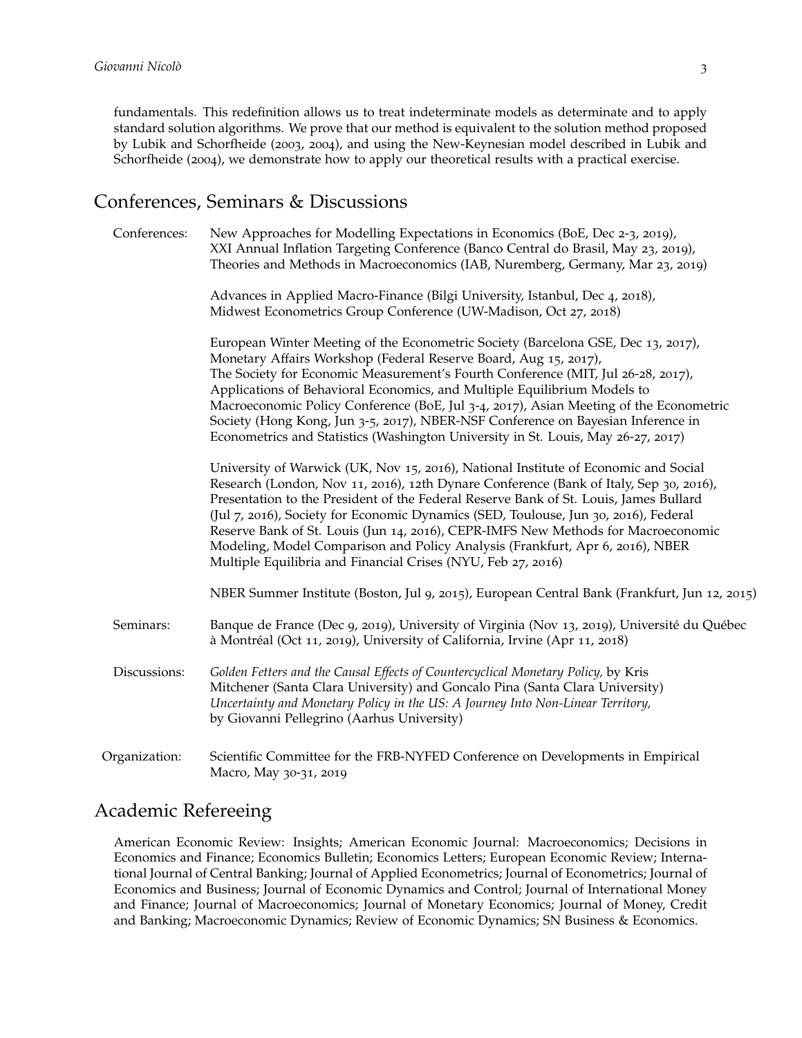fundamentals. This redefinition allows us to treat indeterminate models as determinate and to apply standard solution algorithms. We prove that our method is equivalent to the solution method proposed by Lubik and Schorfheide (2003, 2004), and using the New-Keynesian model described in Lubik and Schorfheide (2004), we demonstrate how to apply our theoretical results with a practical exercise.

## Conferences, Seminars & Discussions

**Conferences:** New Approaches for Modelling Expectations in Economics (BoE, Dec 2-3, 2019), XXI Annual Inflation Targeting Conference (Banco Central do Brasil, May 23, 2019), Theories and Methods in Macroeconomics (IAB, Nuremberg, Germany, Mar 23, 2019)

Advances in Applied Macro-Finance (Bilgi University, Istanbul, Dec 4, 2018), Midwest Econometrics Group Conference (UW-Madison, Oct 27, 2018)

European Winter Meeting of the Econometric Society (Barcelona GSE, Dec 13, 2017), Monetary Affairs Workshop (Federal Reserve Board, Aug 15, 2017), The Society for Economic Measurement's Fourth Conference (MIT, Jul 26-28, 2017), Applications of Behavioral Economics, and Multiple Equilibrium Models to Macroeconomic Policy Conference (BoE, Jul 3-4, 2017), Asian Meeting of the Econometric Society (Hong Kong, Jun 3-5, 2017), NBER-NSF Conference on Bayesian Inference in Econometrics and Statistics (Washington University in St. Louis, May 26-27, 2017)

University of Warwick (UK, Nov 15, 2016), National Institute of Economic and Social Research (London, Nov 11, 2016), 12th Dynare Conference (Bank of Italy, Sep 30, 2016), Presentation to the President of the Federal Reserve Bank of St. Louis, James Bullard (Jul 7, 2016), Society for Economic Dynamics (SED, Toulouse, Jun 30, 2016), Federal Reserve Bank of St. Louis (Jun 14, 2016), CEPR-IMFS New Methods for Macroeconomic Modeling, Model Comparison and Policy Analysis (Frankfurt, Apr 6, 2016), NBER Multiple Equilibria and Financial Crises (NYU, Feb 27, 2016)

NBER Summer Institute (Boston, Jul 9, 2015), European Central Bank (Frankfurt, Jun 12, 2015)

**Seminars:** Banque de France (Dec 9, 2019), University of Virginia (Nov 13, 2019), Université du Québec à Montréal (Oct 11, 2019), University of California, Irvine (Apr 11, 2018)

**Discussions:** *Golden Fetters and the Causal Effects of Countercyclical Monetary Policy,* by Kris Mitchener (Santa Clara University) and Goncalo Pina (Santa Clara University)
*Uncertainty and Monetary Policy in the US: A Journey Into Non-Linear Territory,* by Giovanni Pellegrino (Aarhus University)

**Organization:** Scientific Committee for the FRB-NYFED Conference on Developments in Empirical Macro, May 30-31, 2019

## Academic Refereeing

American Economic Review: Insights; American Economic Journal: Macroeconomics; Decisions in Economics and Finance; Economics Bulletin; Economics Letters; European Economic Review; International Journal of Central Banking; Journal of Applied Econometrics; Journal of Econometrics; Journal of Economics and Business; Journal of Economic Dynamics and Control; Journal of International Money and Finance; Journal of Macroeconomics; Journal of Monetary Economics; Journal of Money, Credit and Banking; Macroeconomic Dynamics; Review of Economic Dynamics; SN Business & Economics.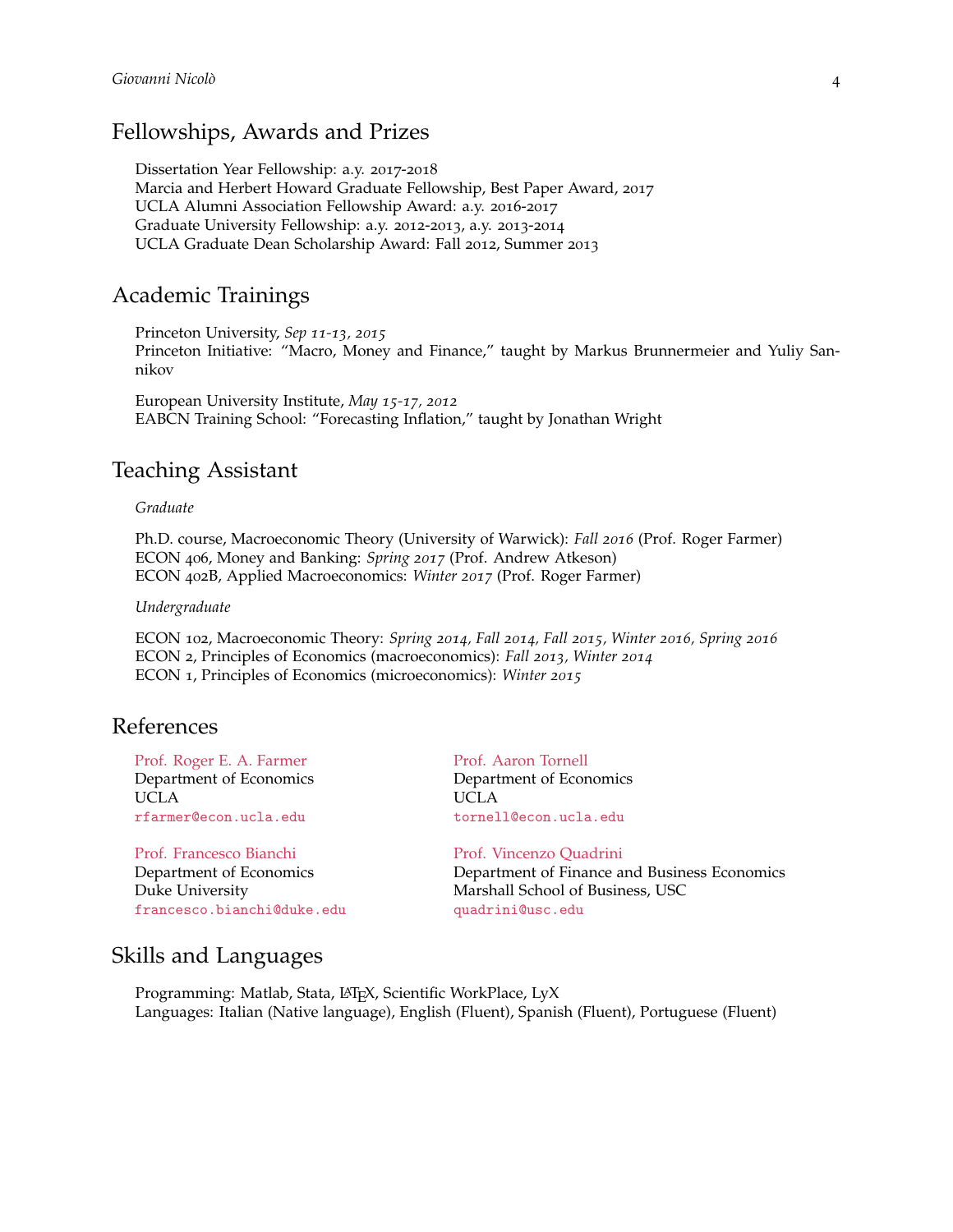## Fellowships, Awards and Prizes

Dissertation Year Fellowship: a.y. 2017-2018
Marcia and Herbert Howard Graduate Fellowship, Best Paper Award, 2017
UCLA Alumni Association Fellowship Award: a.y. 2016-2017
Graduate University Fellowship: a.y. 2012-2013, a.y. 2013-2014
UCLA Graduate Dean Scholarship Award: Fall 2012, Summer 2013

## Academic Trainings

Princeton University, *Sep 11-13, 2015*
Princeton Initiative: "Macro, Money and Finance," taught by Markus Brunnermeier and Yuliy Sannikov

European University Institute, *May 15-17, 2012*
EABCN Training School: "Forecasting Inflation," taught by Jonathan Wright

## Teaching Assistant

*Graduate*

Ph.D. course, Macroeconomic Theory (University of Warwick): *Fall 2016* (Prof. Roger Farmer)
ECON 406, Money and Banking: *Spring 2017* (Prof. Andrew Atkeson)
ECON 402B, Applied Macroeconomics: *Winter 2017* (Prof. Roger Farmer)

*Undergraduate*

ECON 102, Macroeconomic Theory: *Spring 2014, Fall 2014, Fall 2015, Winter 2016, Spring 2016*
ECON 2, Principles of Economics (macroeconomics): *Fall 2013, Winter 2014*
ECON 1, Principles of Economics (microeconomics): *Winter 2015*

## References

Prof. Roger E. A. Farmer
Department of Economics
UCLA
rfarmer@econ.ucla.edu

Prof. Aaron Tornell
Department of Economics
UCLA
tornell@econ.ucla.edu

Prof. Francesco Bianchi
Department of Economics
Duke University
francesco.bianchi@duke.edu

Prof. Vincenzo Quadrini
Department of Finance and Business Economics
Marshall School of Business, USC
quadrini@usc.edu

## Skills and Languages

Programming: Matlab, Stata, LaTeX, Scientific WorkPlace, LyX
Languages: Italian (Native language), English (Fluent), Spanish (Fluent), Portuguese (Fluent)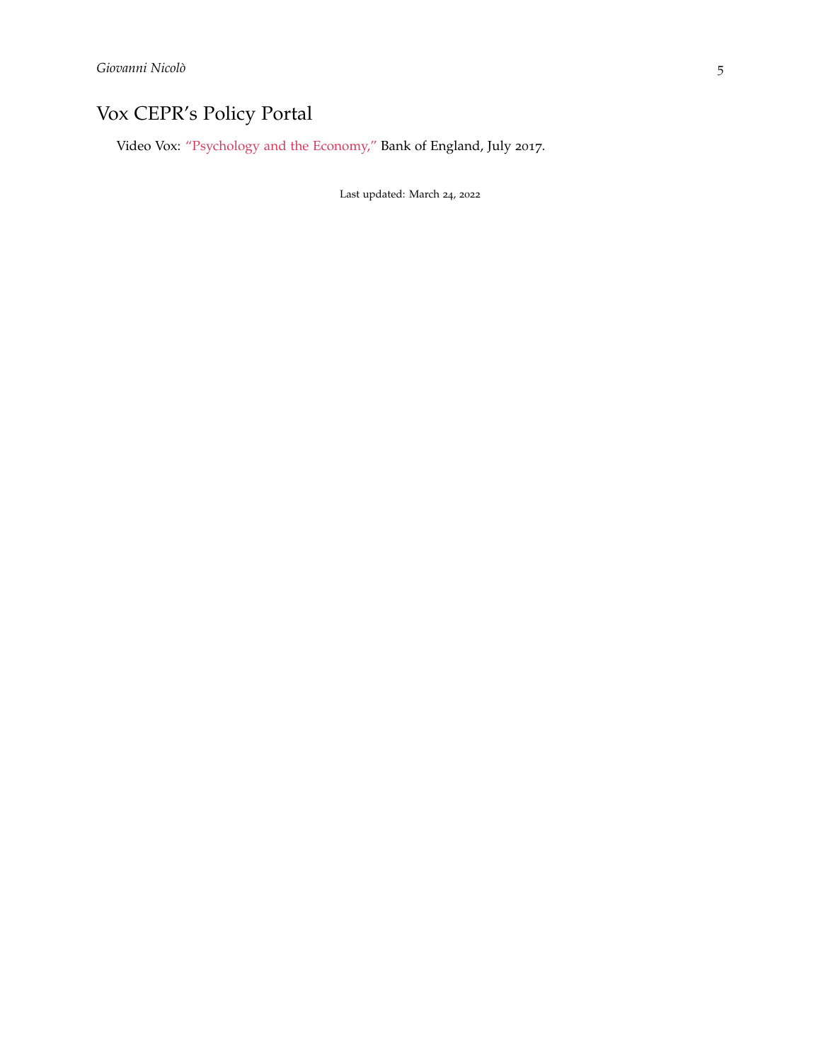## Vox CEPR's Policy Portal

Video Vox: "Psychology and the Economy," Bank of England, July 2017.

Last updated: March 24, 2022